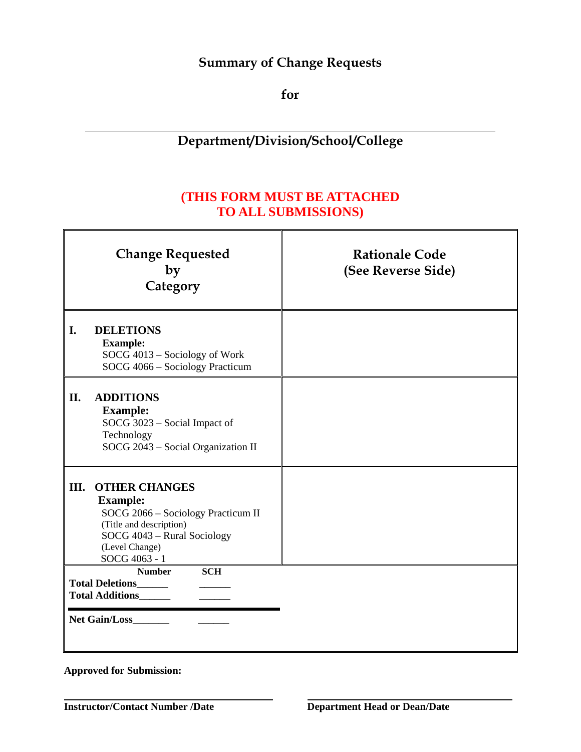# Summary of Change Requests

## for

______________________________________________________________

## Department/Division/School/College

**(THIS FORM MUST BE ATTACHED TO ALL SUBMISSIONS)**

| Change Requested by Category | Rationale Code (See Reverse Side) |
|---|---|
| **I. DELETIONS**<br>**Example:**<br>SOCG 4013 – Sociology of Work<br>SOCG 4066 – Sociology Practicum | |
| **II. ADDITIONS**<br>**Example:**<br>SOCG 3023 – Social Impact of Technology<br>SOCG 2043 – Social Organization II | |
| **III. OTHER CHANGES**<br>**Example:**<br>SOCG 2066 – Sociology Practicum II<br>(Title and description)<br>SOCG 4043 – Rural Sociology<br>(Level Change)<br>SOCG 4063 - 1 | |
| **Number** **SCH**<br>**Total Deletions______** ______<br>**Total Additions______** ______<br>**Net Gain/Loss_______** ______ | |

**Approved for Submission:**

______________________________ ______________________________

**Instructor/Contact Number /Date** **Department Head or Dean/Date**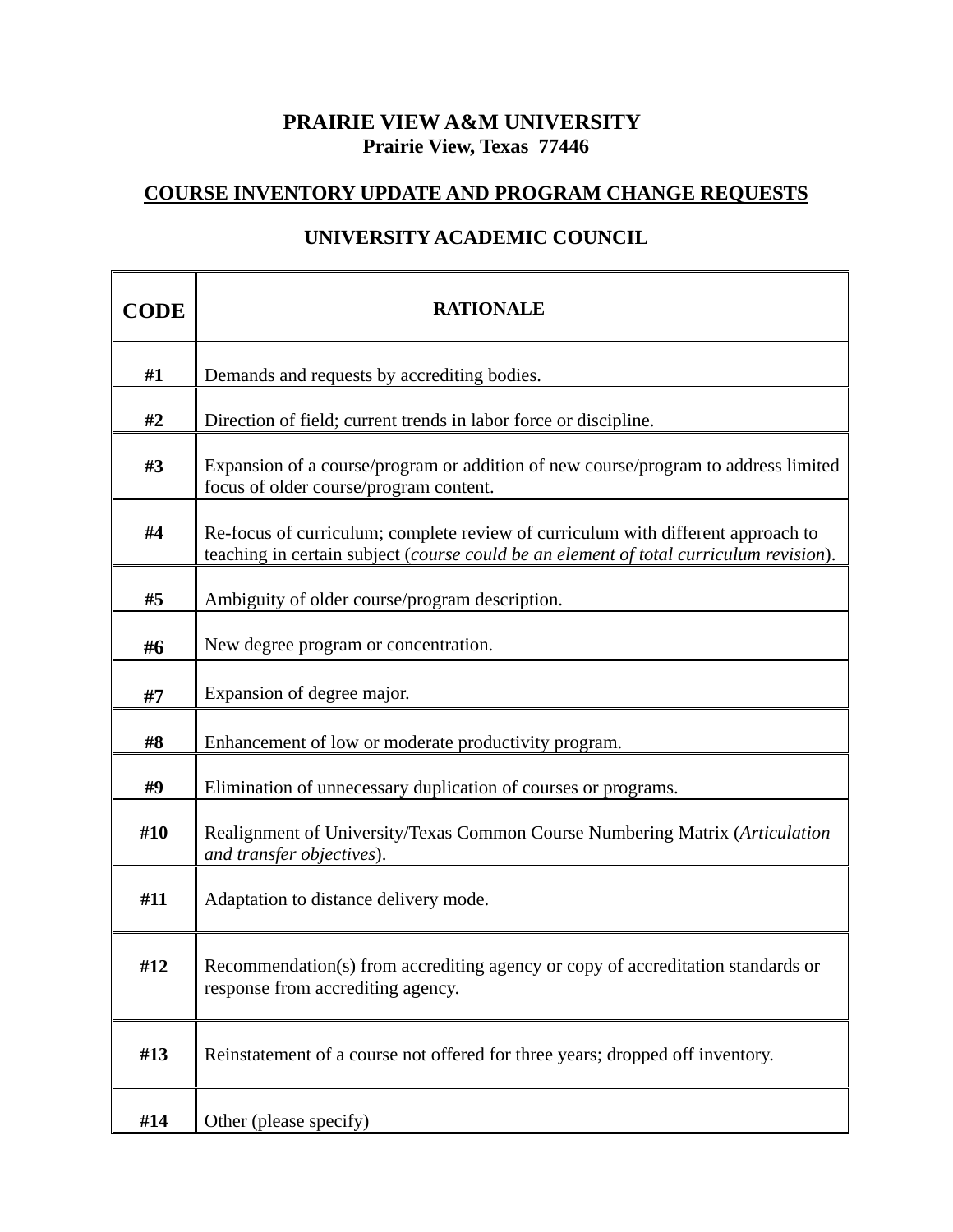# PRAIRIE VIEW A&M UNIVERSITY

**Prairie View, Texas 77446**

## COURSE INVENTORY UPDATE AND PROGRAM CHANGE REQUESTS

## UNIVERSITY ACADEMIC COUNCIL

| CODE | RATIONALE |
|---|---|
| #1 | Demands and requests by accrediting bodies. |
| #2 | Direction of field; current trends in labor force or discipline. |
| #3 | Expansion of a course/program or addition of new course/program to address limited focus of older course/program content. |
| #4 | Re-focus of curriculum; complete review of curriculum with different approach to teaching in certain subject (*course could be an element of total curriculum revision*). |
| #5 | Ambiguity of older course/program description. |
| #6 | New degree program or concentration. |
| #7 | Expansion of degree major. |
| #8 | Enhancement of low or moderate productivity program. |
| #9 | Elimination of unnecessary duplication of courses or programs. |
| #10 | Realignment of University/Texas Common Course Numbering Matrix (*Articulation and transfer objectives*). |
| #11 | Adaptation to distance delivery mode. |
| #12 | Recommendation(s) from accrediting agency or copy of accreditation standards or response from accrediting agency. |
| #13 | Reinstatement of a course not offered for three years; dropped off inventory. |
| #14 | Other (please specify) |